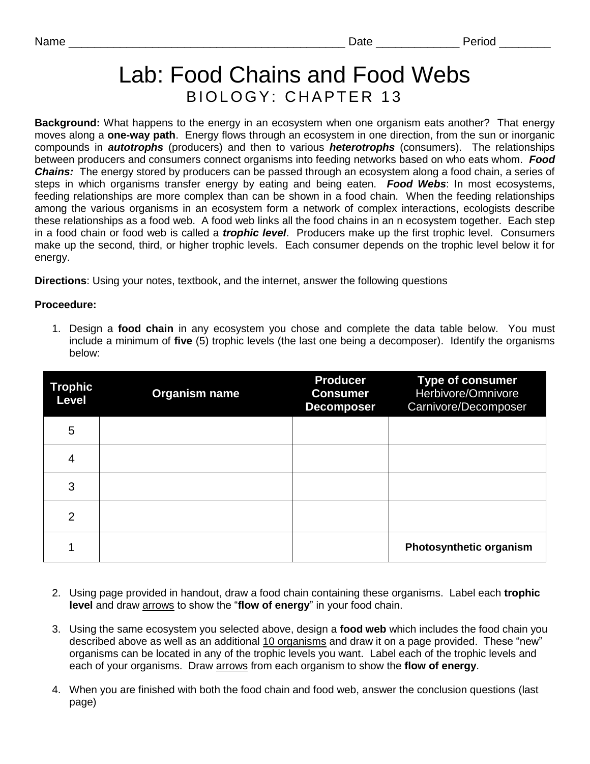Name ___________________________________________ Date _____________ Period ________

# Lab: Food Chains and Food Webs

## BIOLOGY: CHAPTER 13

**Background:** What happens to the energy in an ecosystem when one organism eats another? That energy moves along a **one-way path**. Energy flows through an ecosystem in one direction, from the sun or inorganic compounds in ***autotrophs*** (producers) and then to various ***heterotrophs*** (consumers). The relationships between producers and consumers connect organisms into feeding networks based on who eats whom. ***Food Chains:*** The energy stored by producers can be passed through an ecosystem along a food chain, a series of steps in which organisms transfer energy by eating and being eaten. ***Food Webs***: In most ecosystems, feeding relationships are more complex than can be shown in a food chain. When the feeding relationships among the various organisms in an ecosystem form a network of complex interactions, ecologists describe these relationships as a food web. A food web links all the food chains in an n ecosystem together. Each step in a food chain or food web is called a ***trophic level***. Producers make up the first trophic level. Consumers make up the second, third, or higher trophic levels. Each consumer depends on the trophic level below it for energy.

**Directions**: Using your notes, textbook, and the internet, answer the following questions

**Proceedure:**

1. Design a **food chain** in any ecosystem you chose and complete the data table below. You must include a minimum of **five** (5) trophic levels (the last one being a decomposer). Identify the organisms below:

| Trophic Level | Organism name | Producer Consumer Decomposer | Type of consumer Herbivore/Omnivore Carnivore/Decomposer |
|---|---|---|---|
| 5 | | | |
| 4 | | | |
| 3 | | | |
| 2 | | | |
| 1 | | | **Photosynthetic organism** |

2. Using page provided in handout, draw a food chain containing these organisms. Label each **trophic level** and draw arrows to show the "**flow of energy**" in your food chain.

3. Using the same ecosystem you selected above, design a **food web** which includes the food chain you described above as well as an additional 10 organisms and draw it on a page provided. These "new" organisms can be located in any of the trophic levels you want. Label each of the trophic levels and each of your organisms. Draw arrows from each organism to show the **flow of energy**.

4. When you are finished with both the food chain and food web, answer the conclusion questions (last page)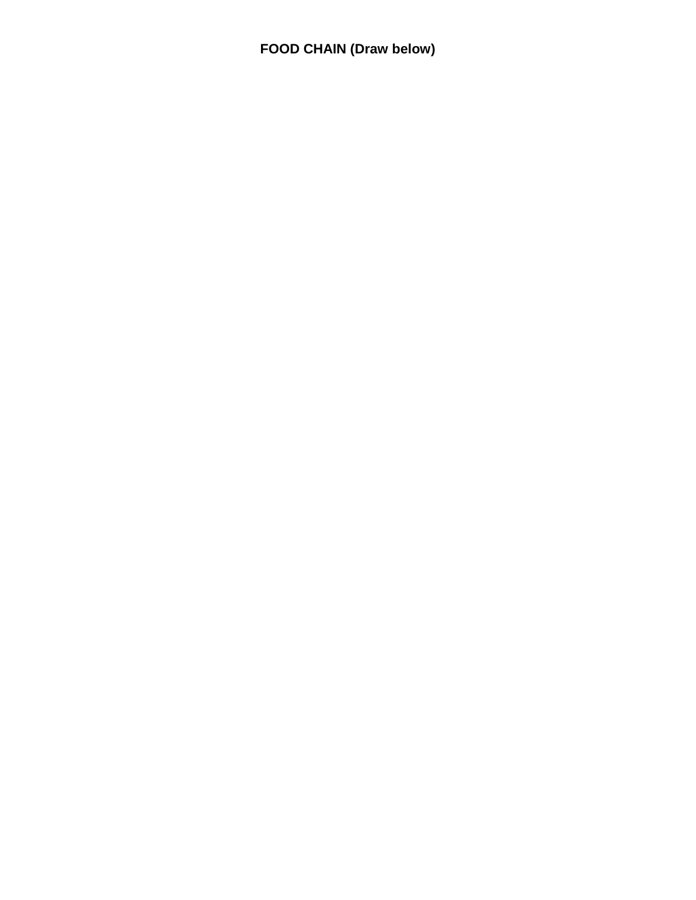**FOOD CHAIN (Draw below)**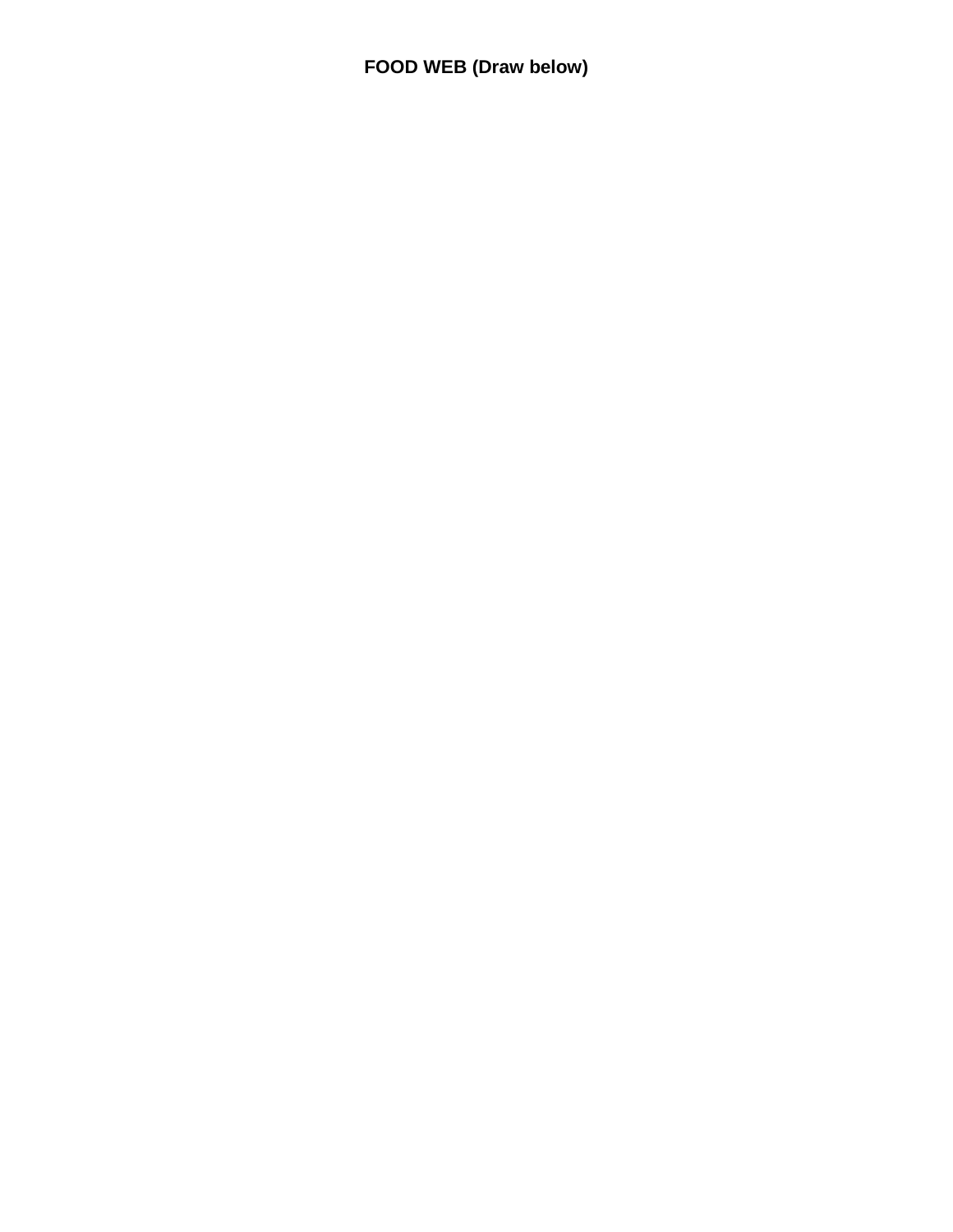**FOOD WEB (Draw below)**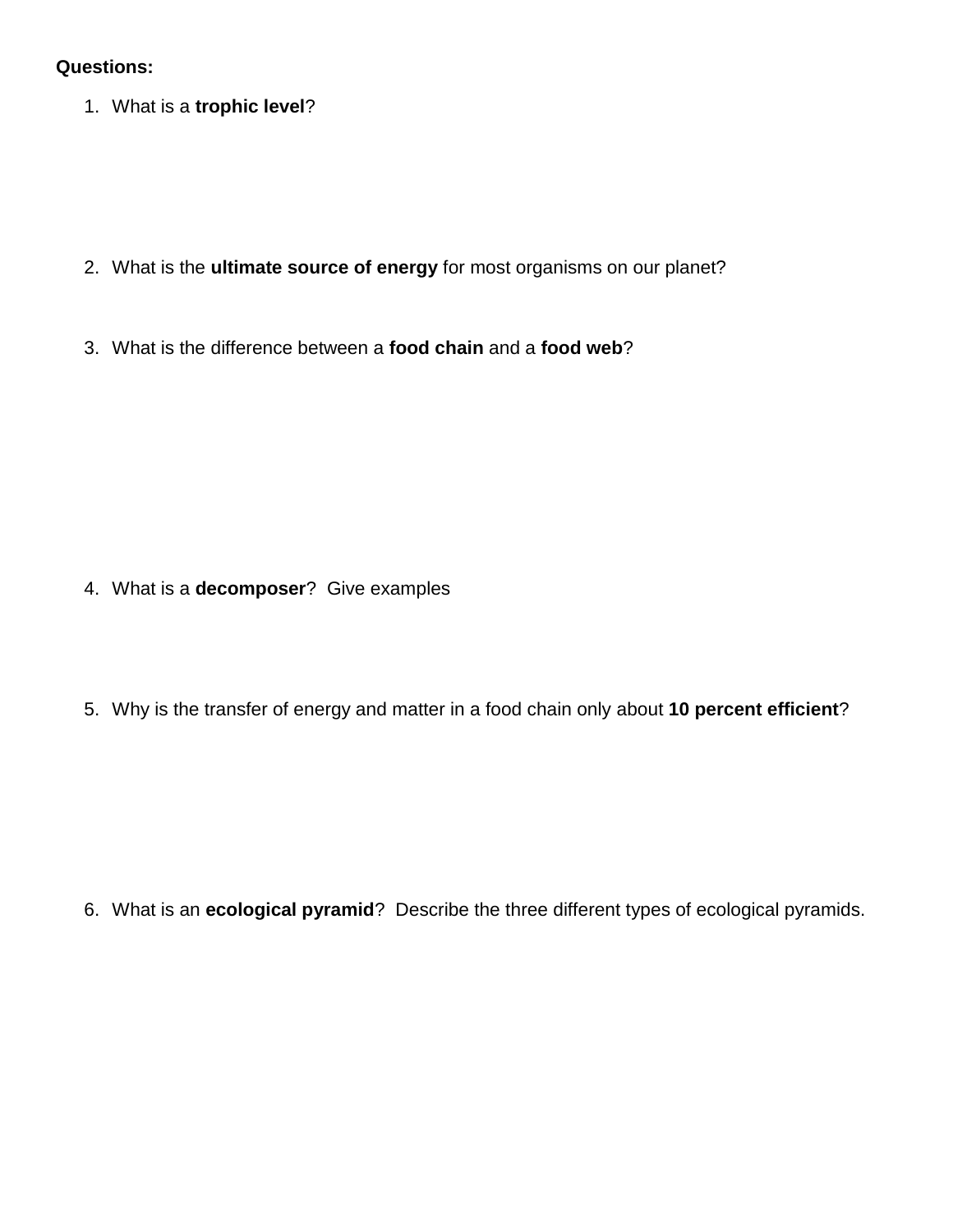**Questions:**

1. What is a **trophic level**?

2. What is the **ultimate source of energy** for most organisms on our planet?

3. What is the difference between a **food chain** and a **food web**?

4. What is a **decomposer**? Give examples

5. Why is the transfer of energy and matter in a food chain only about **10 percent efficient**?

6. What is an **ecological pyramid**? Describe the three different types of ecological pyramids.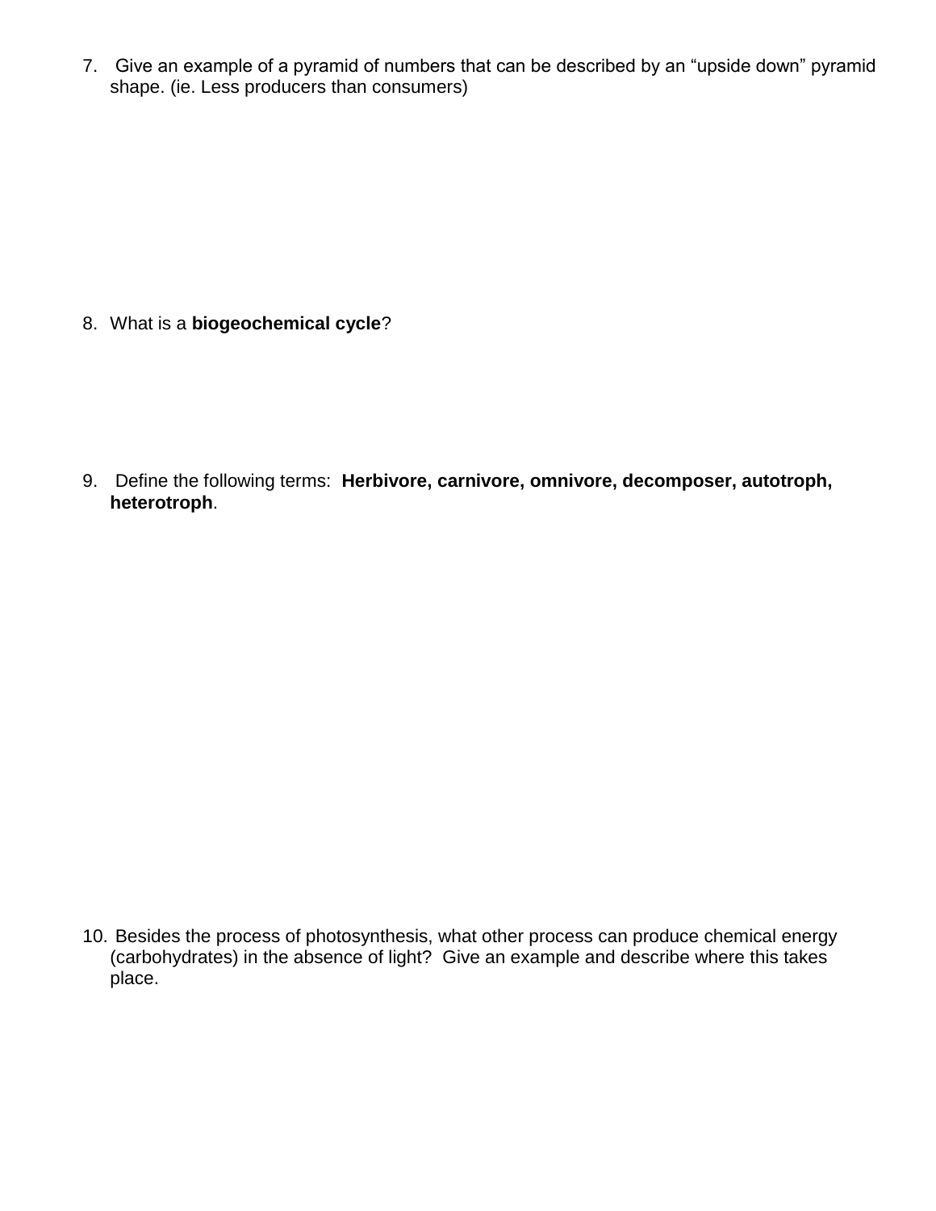7. Give an example of a pyramid of numbers that can be described by an “upside down” pyramid shape. (ie. Less producers than consumers)

8. What is a **biogeochemical cycle**?

9. Define the following terms: **Herbivore, carnivore, omnivore, decomposer, autotroph, heterotroph**.

10. Besides the process of photosynthesis, what other process can produce chemical energy (carbohydrates) in the absence of light? Give an example and describe where this takes place.